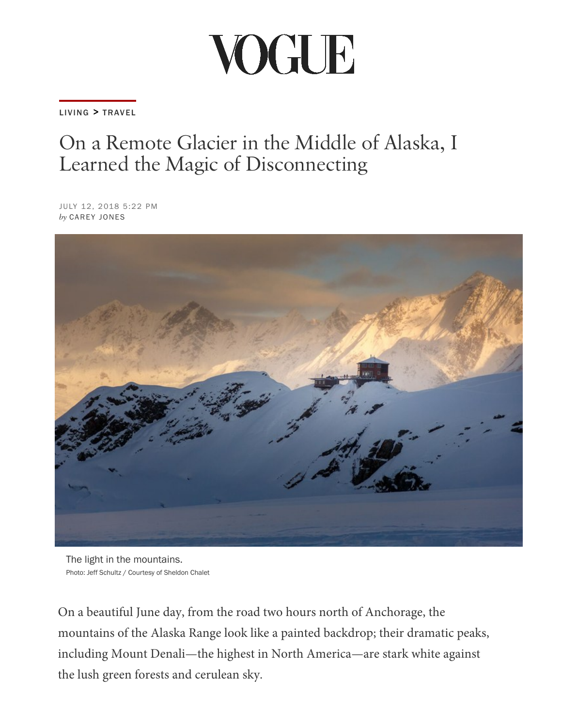VOGUE

LIVING > TRAVEL

# On a Remote Glacier in the Middle of Alaska, I Learned the Magic of Disconnecting

JULY 12, 2018 5:22 PM
*by* CAREY JONES

The light in the mountains.
Photo: Jeff Schultz / Courtesy of Sheldon Chalet

On a beautiful June day, from the road two hours north of Anchorage, the mountains of the Alaska Range look like a painted backdrop; their dramatic peaks, including Mount Denali—the highest in North America—are stark white against the lush green forests and cerulean sky.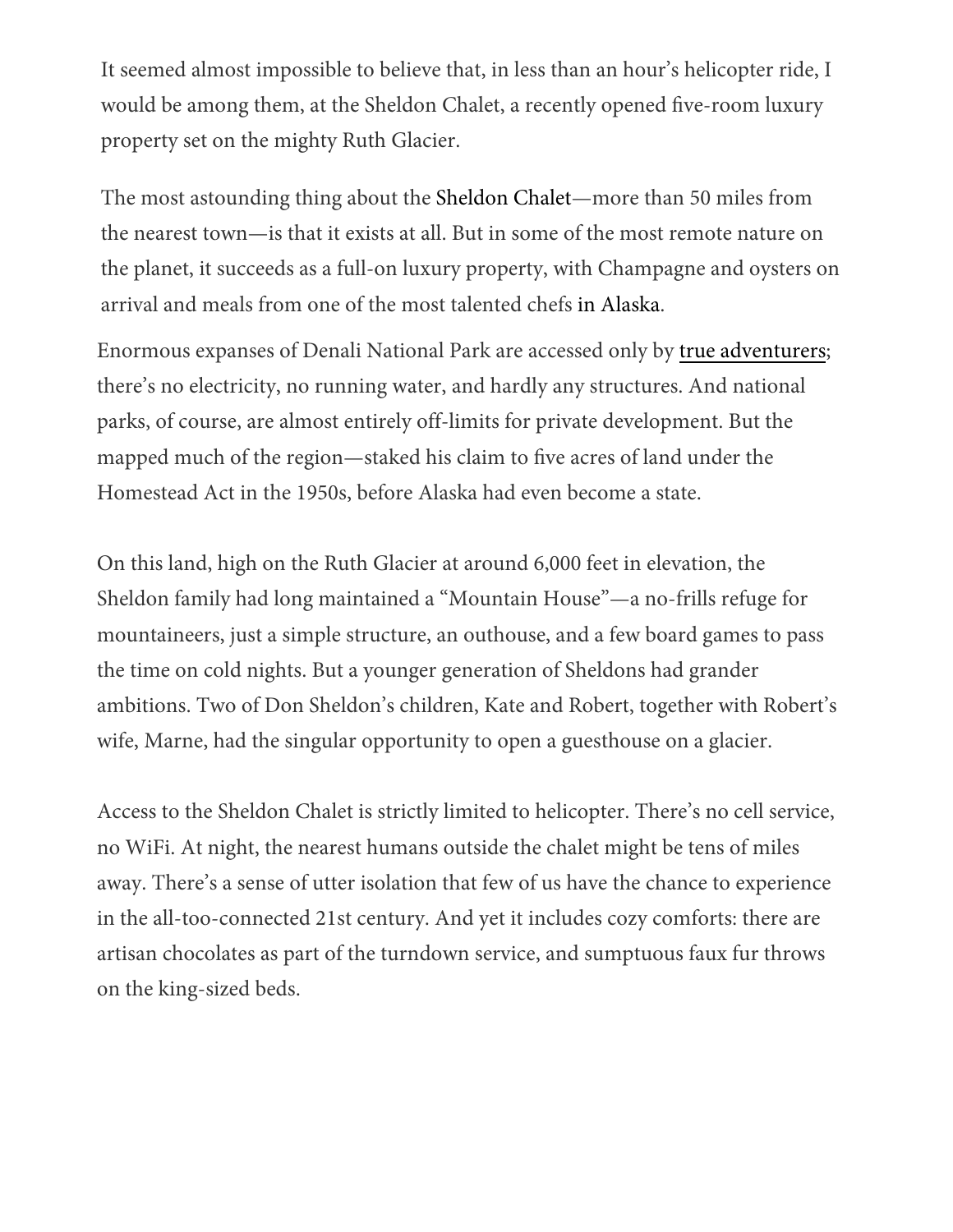It seemed almost impossible to believe that, in less than an hour's helicopter ride, I would be among them, at the Sheldon Chalet, a recently opened five-room luxury property set on the mighty Ruth Glacier.

The most astounding thing about the Sheldon Chalet—more than 50 miles from the nearest town—is that it exists at all. But in some of the most remote nature on the planet, it succeeds as a full-on luxury property, with Champagne and oysters on arrival and meals from one of the most talented chefs in Alaska.

Enormous expanses of Denali National Park are accessed only by true adventurers; there's no electricity, no running water, and hardly any structures. And national parks, of course, are almost entirely off-limits for private development. But the mapped much of the region—staked his claim to five acres of land under the Homestead Act in the 1950s, before Alaska had even become a state.

On this land, high on the Ruth Glacier at around 6,000 feet in elevation, the Sheldon family had long maintained a "Mountain House"—a no-frills refuge for mountaineers, just a simple structure, an outhouse, and a few board games to pass the time on cold nights. But a younger generation of Sheldons had grander ambitions. Two of Don Sheldon's children, Kate and Robert, together with Robert's wife, Marne, had the singular opportunity to open a guesthouse on a glacier.

Access to the Sheldon Chalet is strictly limited to helicopter. There's no cell service, no WiFi. At night, the nearest humans outside the chalet might be tens of miles away. There's a sense of utter isolation that few of us have the chance to experience in the all-too-connected 21st century. And yet it includes cozy comforts: there are artisan chocolates as part of the turndown service, and sumptuous faux fur throws on the king-sized beds.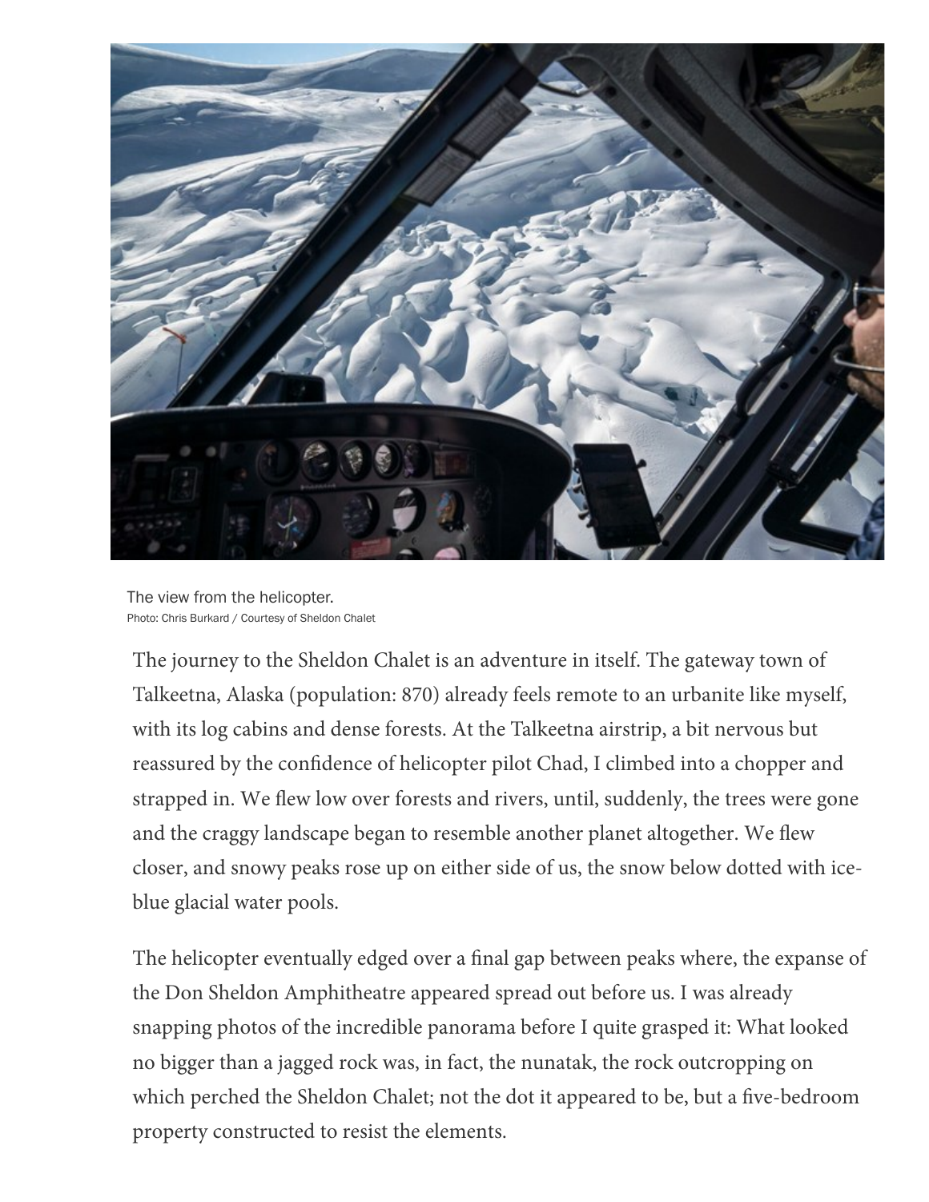The view from the helicopter.
Photo: Chris Burkard / Courtesy of Sheldon Chalet

The journey to the Sheldon Chalet is an adventure in itself. The gateway town of Talkeetna, Alaska (population: 870) already feels remote to an urbanite like myself, with its log cabins and dense forests. At the Talkeetna airstrip, a bit nervous but reassured by the confidence of helicopter pilot Chad, I climbed into a chopper and strapped in. We flew low over forests and rivers, until, suddenly, the trees were gone and the craggy landscape began to resemble another planet altogether. We flew closer, and snowy peaks rose up on either side of us, the snow below dotted with ice-blue glacial water pools.

The helicopter eventually edged over a final gap between peaks where, the expanse of the Don Sheldon Amphitheatre appeared spread out before us. I was already snapping photos of the incredible panorama before I quite grasped it: What looked no bigger than a jagged rock was, in fact, the nunatak, the rock outcropping on which perched the Sheldon Chalet; not the dot it appeared to be, but a five-bedroom property constructed to resist the elements.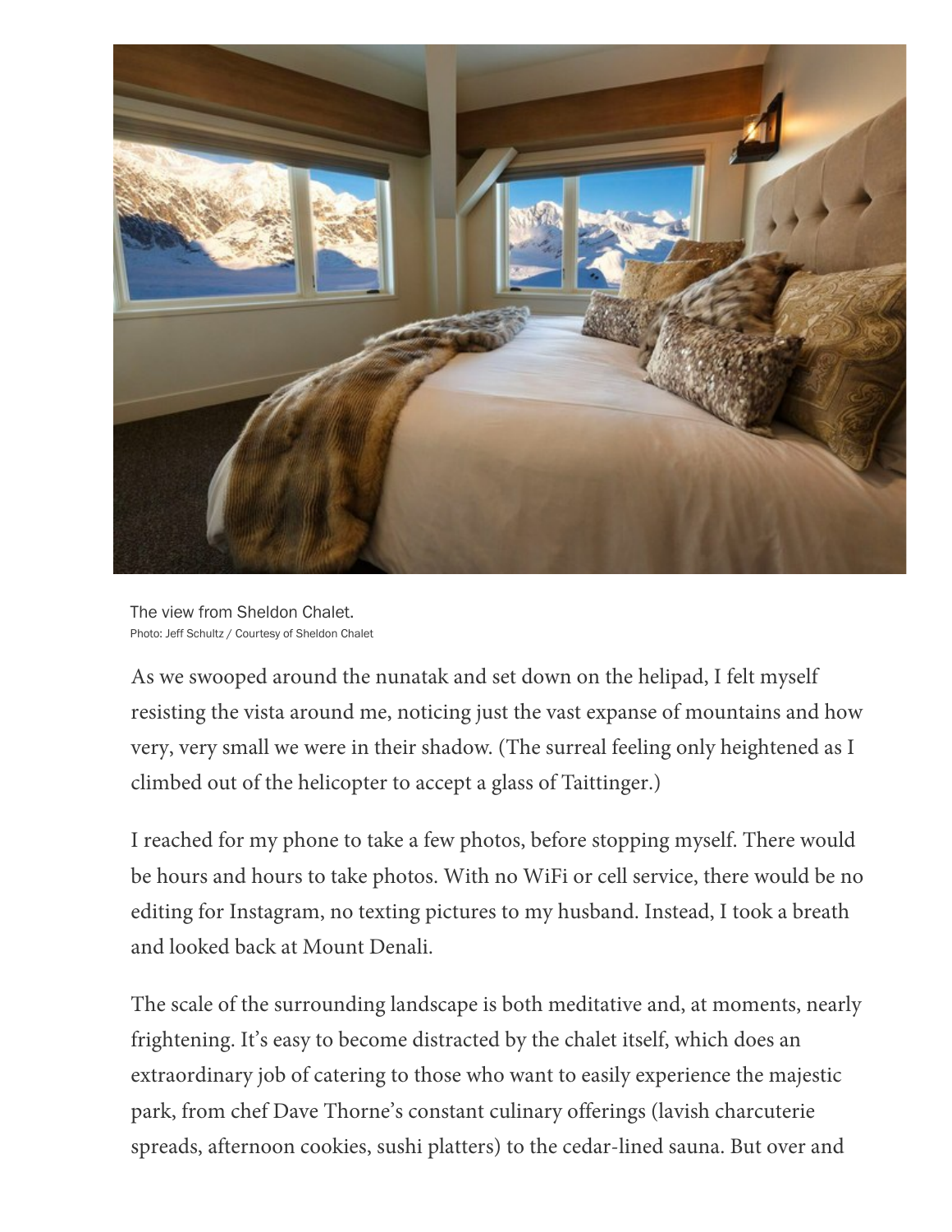The view from Sheldon Chalet.
Photo: Jeff Schultz / Courtesy of Sheldon Chalet

As we swooped around the nunatak and set down on the helipad, I felt myself resisting the vista around me, noticing just the vast expanse of mountains and how very, very small we were in their shadow. (The surreal feeling only heightened as I climbed out of the helicopter to accept a glass of Taittinger.)

I reached for my phone to take a few photos, before stopping myself. There would be hours and hours to take photos. With no WiFi or cell service, there would be no editing for Instagram, no texting pictures to my husband. Instead, I took a breath and looked back at Mount Denali.

The scale of the surrounding landscape is both meditative and, at moments, nearly frightening. It's easy to become distracted by the chalet itself, which does an extraordinary job of catering to those who want to easily experience the majestic park, from chef Dave Thorne's constant culinary offerings (lavish charcuterie spreads, afternoon cookies, sushi platters) to the cedar-lined sauna. But over and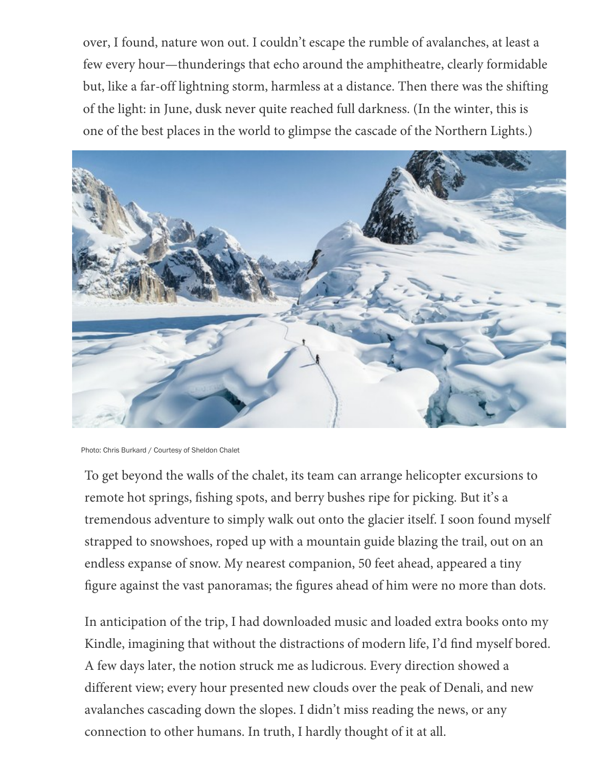over, I found, nature won out. I couldn't escape the rumble of avalanches, at least a few every hour—thunderings that echo around the amphitheatre, clearly formidable but, like a far-off lightning storm, harmless at a distance. Then there was the shifting of the light: in June, dusk never quite reached full darkness. (In the winter, this is one of the best places in the world to glimpse the cascade of the Northern Lights.)

Photo: Chris Burkard / Courtesy of Sheldon Chalet

To get beyond the walls of the chalet, its team can arrange helicopter excursions to remote hot springs, fishing spots, and berry bushes ripe for picking. But it's a tremendous adventure to simply walk out onto the glacier itself. I soon found myself strapped to snowshoes, roped up with a mountain guide blazing the trail, out on an endless expanse of snow. My nearest companion, 50 feet ahead, appeared a tiny figure against the vast panoramas; the figures ahead of him were no more than dots.

In anticipation of the trip, I had downloaded music and loaded extra books onto my Kindle, imagining that without the distractions of modern life, I'd find myself bored. A few days later, the notion struck me as ludicrous. Every direction showed a different view; every hour presented new clouds over the peak of Denali, and new avalanches cascading down the slopes. I didn't miss reading the news, or any connection to other humans. In truth, I hardly thought of it at all.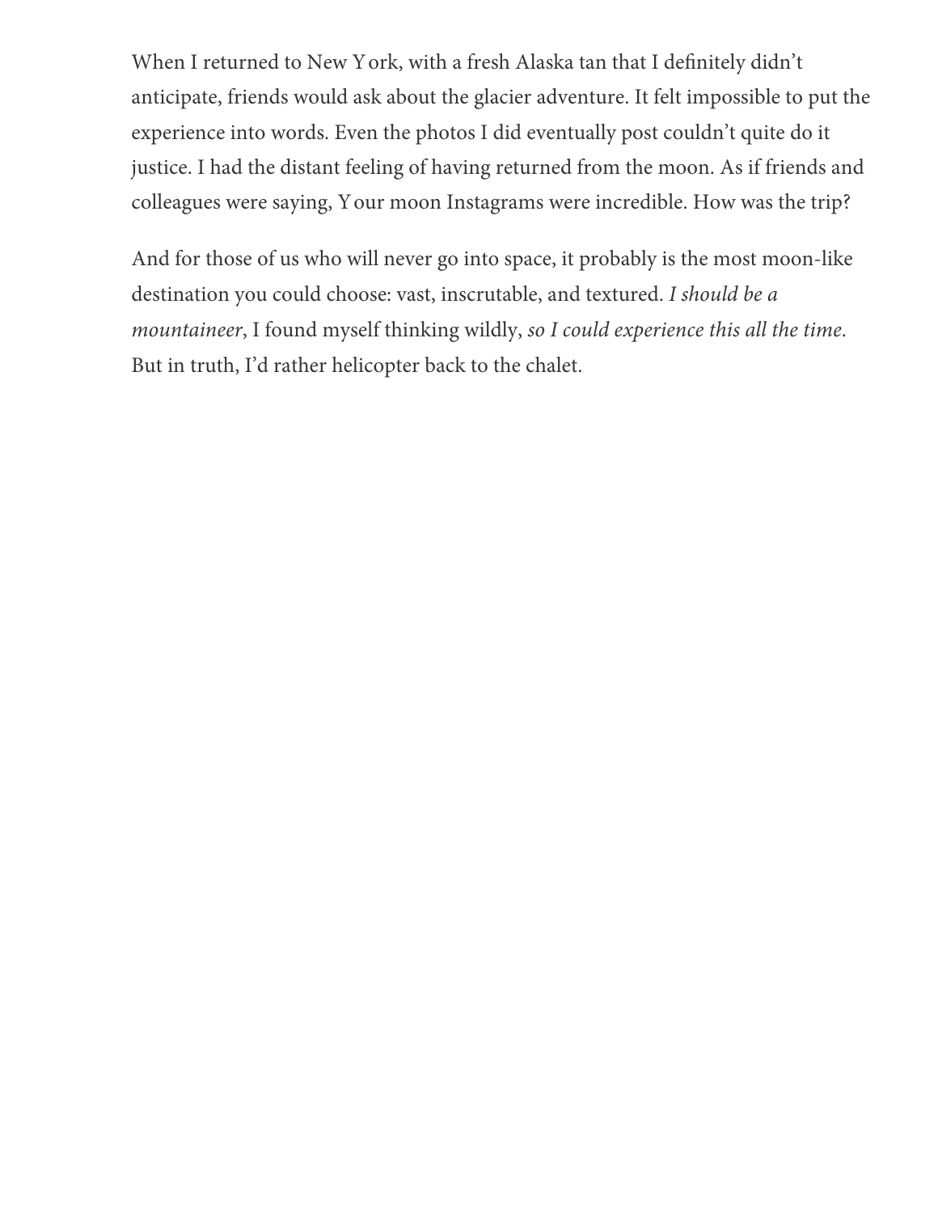When I returned to New York, with a fresh Alaska tan that I definitely didn't anticipate, friends would ask about the glacier adventure. It felt impossible to put the experience into words. Even the photos I did eventually post couldn't quite do it justice. I had the distant feeling of having returned from the moon. As if friends and colleagues were saying, Your moon Instagrams were incredible. How was the trip?

And for those of us who will never go into space, it probably is the most moon-like destination you could choose: vast, inscrutable, and textured. *I should be a mountaineer*, I found myself thinking wildly, *so I could experience this all the time.* But in truth, I'd rather helicopter back to the chalet.